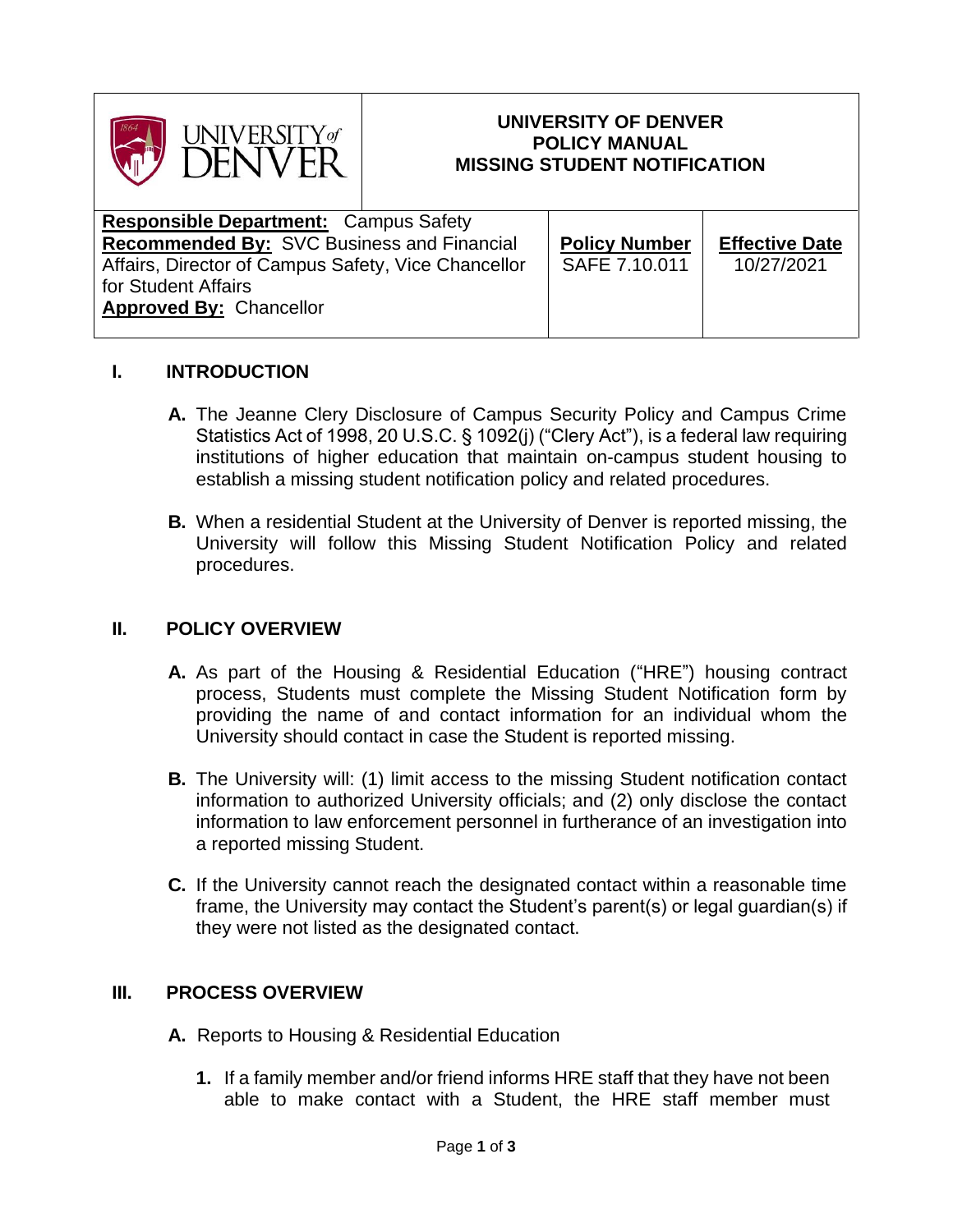# UNIVERSITY OF DENVER
## POLICY MANUAL
## MISSING STUDENT NOTIFICATION

| **Responsible Department:** Campus Safety<br>**Recommended By:** SVC Business and Financial Affairs, Director of Campus Safety, Vice Chancellor for Student Affairs<br>**Approved By:** Chancellor | **Policy Number**<br>SAFE 7.10.011 | **Effective Date**<br>10/27/2021 |
|---|---|---|

## I. INTRODUCTION

**A.** The Jeanne Clery Disclosure of Campus Security Policy and Campus Crime Statistics Act of 1998, 20 U.S.C. § 1092(j) ("Clery Act"), is a federal law requiring institutions of higher education that maintain on-campus student housing to establish a missing student notification policy and related procedures.

**B.** When a residential Student at the University of Denver is reported missing, the University will follow this Missing Student Notification Policy and related procedures.

## II. POLICY OVERVIEW

**A.** As part of the Housing & Residential Education ("HRE") housing contract process, Students must complete the Missing Student Notification form by providing the name of and contact information for an individual whom the University should contact in case the Student is reported missing.

**B.** The University will: (1) limit access to the missing Student notification contact information to authorized University officials; and (2) only disclose the contact information to law enforcement personnel in furtherance of an investigation into a reported missing Student.

**C.** If the University cannot reach the designated contact within a reasonable time frame, the University may contact the Student's parent(s) or legal guardian(s) if they were not listed as the designated contact.

## III. PROCESS OVERVIEW

**A.** Reports to Housing & Residential Education

1. If a family member and/or friend informs HRE staff that they have not been able to make contact with a Student, the HRE staff member must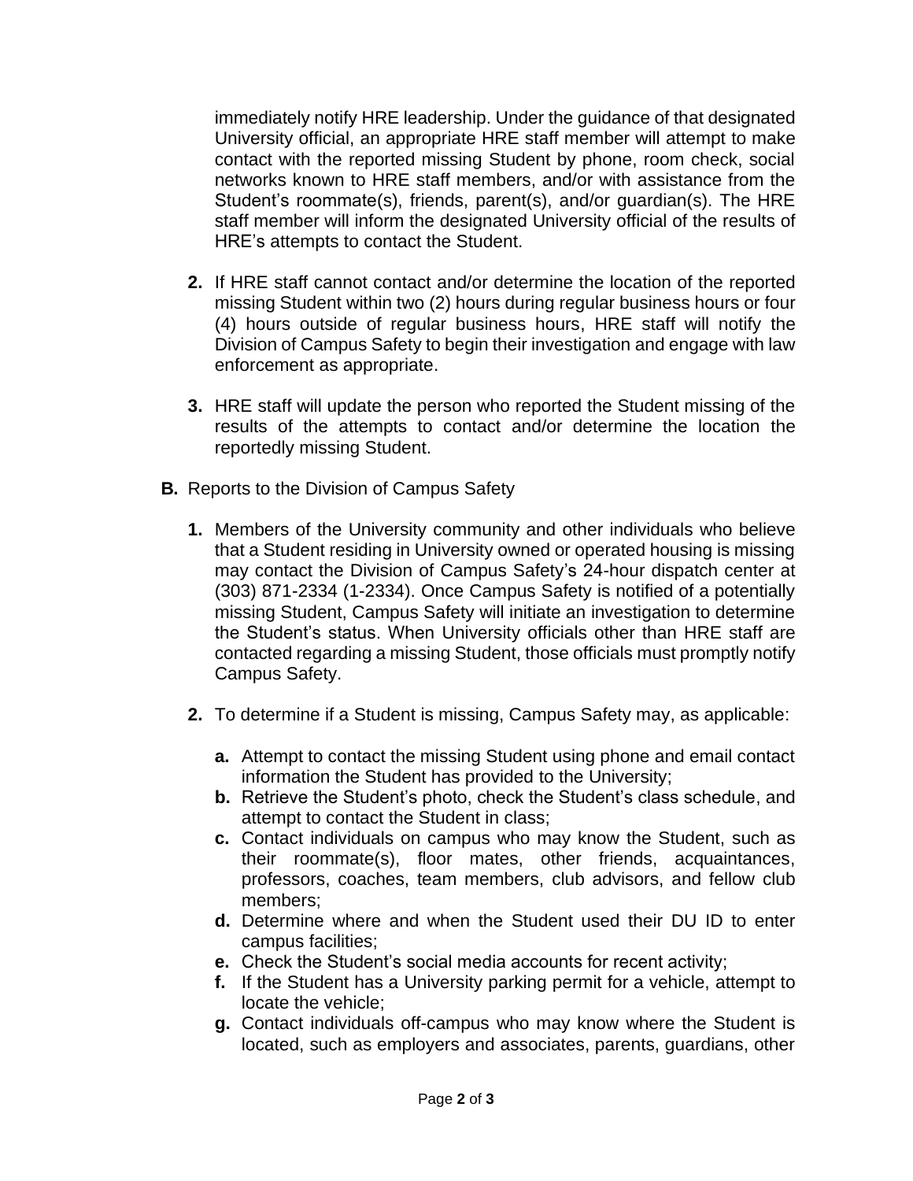immediately notify HRE leadership. Under the guidance of that designated University official, an appropriate HRE staff member will attempt to make contact with the reported missing Student by phone, room check, social networks known to HRE staff members, and/or with assistance from the Student's roommate(s), friends, parent(s), and/or guardian(s). The HRE staff member will inform the designated University official of the results of HRE's attempts to contact the Student.

2. If HRE staff cannot contact and/or determine the location of the reported missing Student within two (2) hours during regular business hours or four (4) hours outside of regular business hours, HRE staff will notify the Division of Campus Safety to begin their investigation and engage with law enforcement as appropriate.

3. HRE staff will update the person who reported the Student missing of the results of the attempts to contact and/or determine the location the reportedly missing Student.

**B.** Reports to the Division of Campus Safety

1. Members of the University community and other individuals who believe that a Student residing in University owned or operated housing is missing may contact the Division of Campus Safety's 24-hour dispatch center at (303) 871-2334 (1-2334). Once Campus Safety is notified of a potentially missing Student, Campus Safety will initiate an investigation to determine the Student's status. When University officials other than HRE staff are contacted regarding a missing Student, those officials must promptly notify Campus Safety.

2. To determine if a Student is missing, Campus Safety may, as applicable:

   **a.** Attempt to contact the missing Student using phone and email contact information the Student has provided to the University;
   **b.** Retrieve the Student's photo, check the Student's class schedule, and attempt to contact the Student in class;
   **c.** Contact individuals on campus who may know the Student, such as their roommate(s), floor mates, other friends, acquaintances, professors, coaches, team members, club advisors, and fellow club members;
   **d.** Determine where and when the Student used their DU ID to enter campus facilities;
   **e.** Check the Student's social media accounts for recent activity;
   **f.** If the Student has a University parking permit for a vehicle, attempt to locate the vehicle;
   **g.** Contact individuals off-campus who may know where the Student is located, such as employers and associates, parents, guardians, other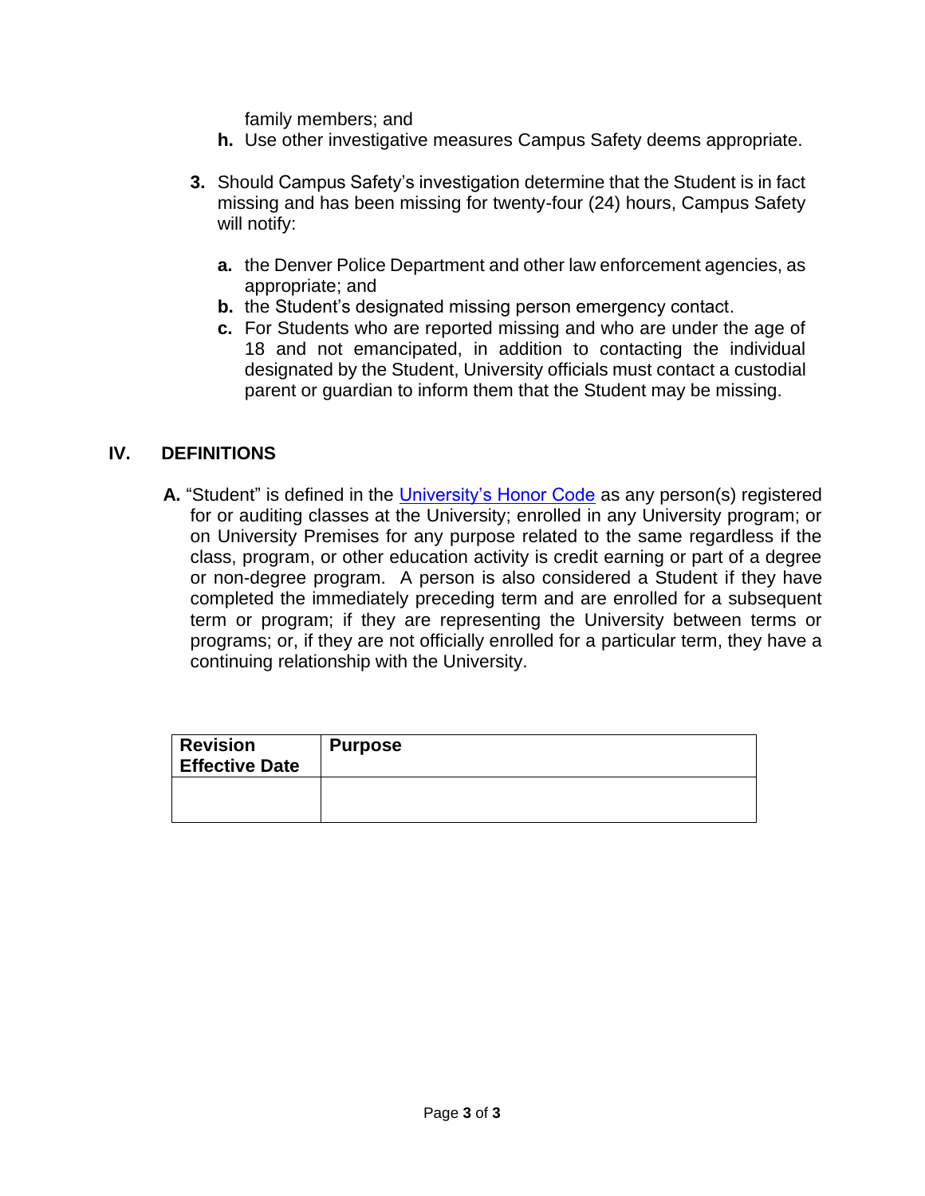family members; and

   h. Use other investigative measures Campus Safety deems appropriate.

3. Should Campus Safety's investigation determine that the Student is in fact missing and has been missing for twenty-four (24) hours, Campus Safety will notify:

   a. the Denver Police Department and other law enforcement agencies, as appropriate; and
   b. the Student's designated missing person emergency contact.
   c. For Students who are reported missing and who are under the age of 18 and not emancipated, in addition to contacting the individual designated by the Student, University officials must contact a custodial parent or guardian to inform them that the Student may be missing.

## IV. DEFINITIONS

**A.** "Student" is defined in the University's Honor Code as any person(s) registered for or auditing classes at the University; enrolled in any University program; or on University Premises for any purpose related to the same regardless if the class, program, or other education activity is credit earning or part of a degree or non-degree program. A person is also considered a Student if they have completed the immediately preceding term and are enrolled for a subsequent term or program; if they are representing the University between terms or programs; or, if they are not officially enrolled for a particular term, they have a continuing relationship with the University.

| Revision Effective Date | Purpose |
|---|---|
| | |